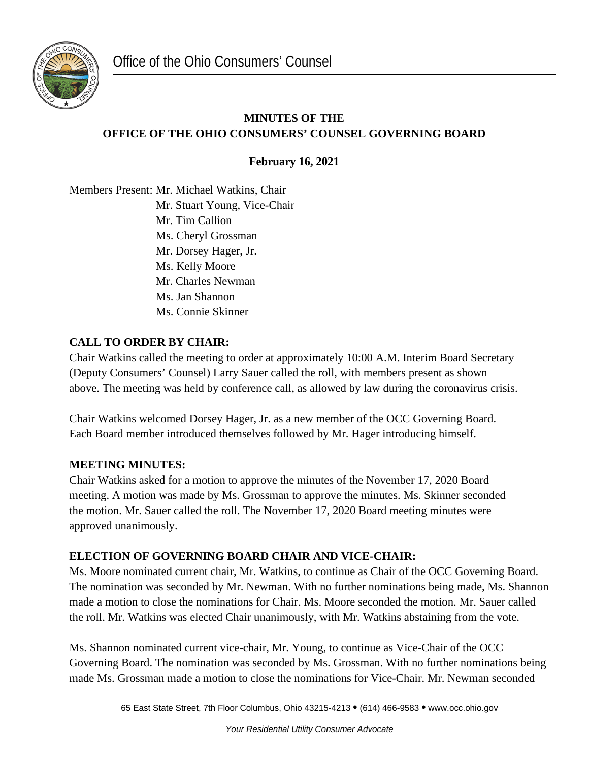Office of the Ohio Consumers' Counsel

**MINUTES OF THE**
**OFFICE OF THE OHIO CONSUMERS' COUNSEL GOVERNING BOARD**

**February 16, 2021**

Members Present: Mr. Michael Watkins, Chair
Mr. Stuart Young, Vice-Chair
Mr. Tim Callion
Ms. Cheryl Grossman
Mr. Dorsey Hager, Jr.
Ms. Kelly Moore
Mr. Charles Newman
Ms. Jan Shannon
Ms. Connie Skinner

## CALL TO ORDER BY CHAIR:

Chair Watkins called the meeting to order at approximately 10:00 A.M. Interim Board Secretary (Deputy Consumers' Counsel) Larry Sauer called the roll, with members present as shown above. The meeting was held by conference call, as allowed by law during the coronavirus crisis.

Chair Watkins welcomed Dorsey Hager, Jr. as a new member of the OCC Governing Board. Each Board member introduced themselves followed by Mr. Hager introducing himself.

## MEETING MINUTES:

Chair Watkins asked for a motion to approve the minutes of the November 17, 2020 Board meeting. A motion was made by Ms. Grossman to approve the minutes. Ms. Skinner seconded the motion. Mr. Sauer called the roll. The November 17, 2020 Board meeting minutes were approved unanimously.

## ELECTION OF GOVERNING BOARD CHAIR AND VICE-CHAIR:

Ms. Moore nominated current chair, Mr. Watkins, to continue as Chair of the OCC Governing Board. The nomination was seconded by Mr. Newman. With no further nominations being made, Ms. Shannon made a motion to close the nominations for Chair. Ms. Moore seconded the motion. Mr. Sauer called the roll. Mr. Watkins was elected Chair unanimously, with Mr. Watkins abstaining from the vote.

Ms. Shannon nominated current vice-chair, Mr. Young, to continue as Vice-Chair of the OCC Governing Board. The nomination was seconded by Ms. Grossman. With no further nominations being made Ms. Grossman made a motion to close the nominations for Vice-Chair. Mr. Newman seconded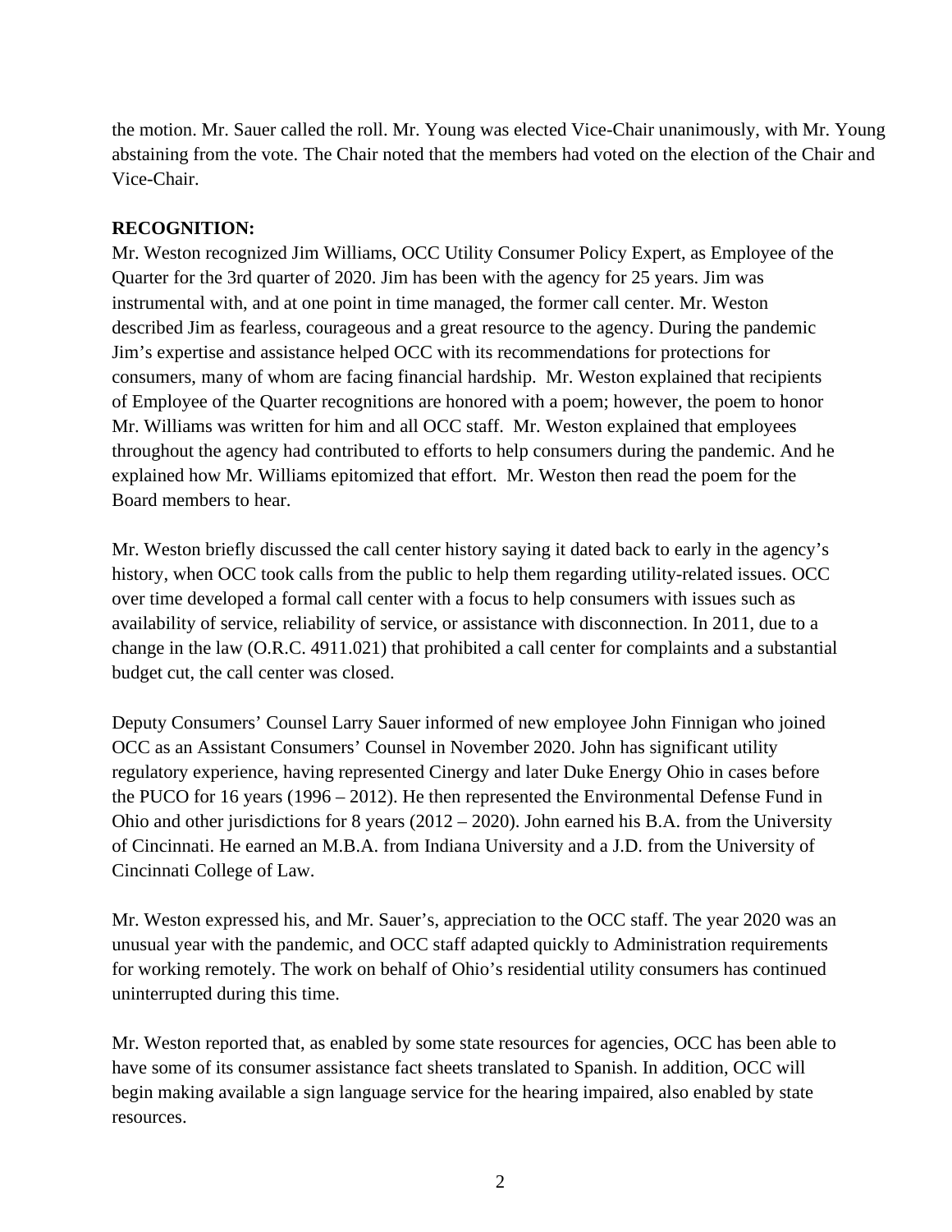the motion. Mr. Sauer called the roll. Mr. Young was elected Vice-Chair unanimously, with Mr. Young abstaining from the vote. The Chair noted that the members had voted on the election of the Chair and Vice-Chair.

**RECOGNITION:**

Mr. Weston recognized Jim Williams, OCC Utility Consumer Policy Expert, as Employee of the Quarter for the 3rd quarter of 2020. Jim has been with the agency for 25 years. Jim was instrumental with, and at one point in time managed, the former call center. Mr. Weston described Jim as fearless, courageous and a great resource to the agency. During the pandemic Jim's expertise and assistance helped OCC with its recommendations for protections for consumers, many of whom are facing financial hardship. Mr. Weston explained that recipients of Employee of the Quarter recognitions are honored with a poem; however, the poem to honor Mr. Williams was written for him and all OCC staff. Mr. Weston explained that employees throughout the agency had contributed to efforts to help consumers during the pandemic. And he explained how Mr. Williams epitomized that effort. Mr. Weston then read the poem for the Board members to hear.

Mr. Weston briefly discussed the call center history saying it dated back to early in the agency's history, when OCC took calls from the public to help them regarding utility-related issues. OCC over time developed a formal call center with a focus to help consumers with issues such as availability of service, reliability of service, or assistance with disconnection. In 2011, due to a change in the law (O.R.C. 4911.021) that prohibited a call center for complaints and a substantial budget cut, the call center was closed.

Deputy Consumers' Counsel Larry Sauer informed of new employee John Finnigan who joined OCC as an Assistant Consumers' Counsel in November 2020. John has significant utility regulatory experience, having represented Cinergy and later Duke Energy Ohio in cases before the PUCO for 16 years (1996 – 2012). He then represented the Environmental Defense Fund in Ohio and other jurisdictions for 8 years (2012 – 2020). John earned his B.A. from the University of Cincinnati. He earned an M.B.A. from Indiana University and a J.D. from the University of Cincinnati College of Law.

Mr. Weston expressed his, and Mr. Sauer's, appreciation to the OCC staff. The year 2020 was an unusual year with the pandemic, and OCC staff adapted quickly to Administration requirements for working remotely. The work on behalf of Ohio's residential utility consumers has continued uninterrupted during this time.

Mr. Weston reported that, as enabled by some state resources for agencies, OCC has been able to have some of its consumer assistance fact sheets translated to Spanish. In addition, OCC will begin making available a sign language service for the hearing impaired, also enabled by state resources.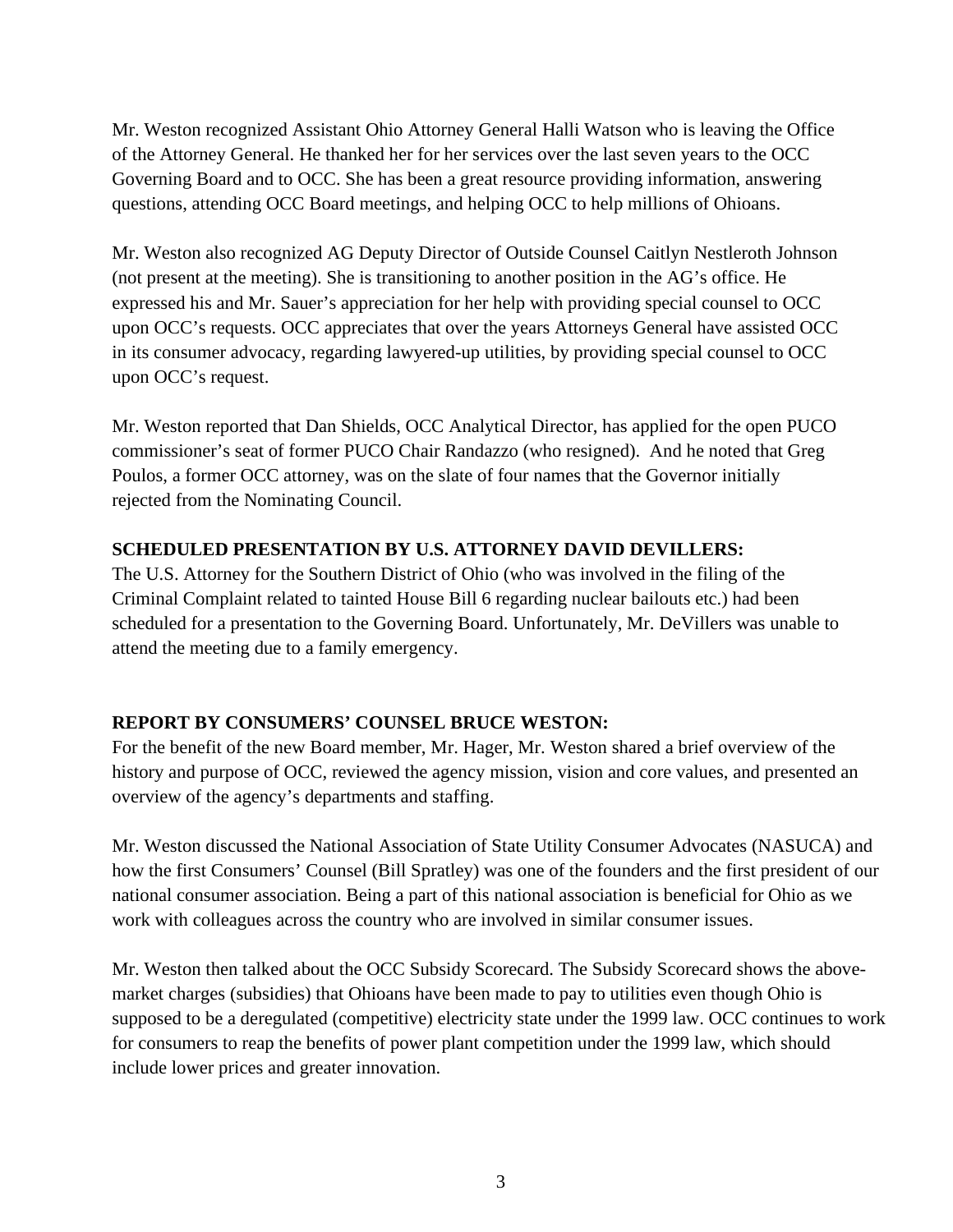Mr. Weston recognized Assistant Ohio Attorney General Halli Watson who is leaving the Office of the Attorney General. He thanked her for her services over the last seven years to the OCC Governing Board and to OCC. She has been a great resource providing information, answering questions, attending OCC Board meetings, and helping OCC to help millions of Ohioans.

Mr. Weston also recognized AG Deputy Director of Outside Counsel Caitlyn Nestleroth Johnson (not present at the meeting). She is transitioning to another position in the AG's office. He expressed his and Mr. Sauer's appreciation for her help with providing special counsel to OCC upon OCC's requests. OCC appreciates that over the years Attorneys General have assisted OCC in its consumer advocacy, regarding lawyered-up utilities, by providing special counsel to OCC upon OCC's request.

Mr. Weston reported that Dan Shields, OCC Analytical Director, has applied for the open PUCO commissioner's seat of former PUCO Chair Randazzo (who resigned). And he noted that Greg Poulos, a former OCC attorney, was on the slate of four names that the Governor initially rejected from the Nominating Council.

**SCHEDULED PRESENTATION BY U.S. ATTORNEY DAVID DEVILLERS:**
The U.S. Attorney for the Southern District of Ohio (who was involved in the filing of the Criminal Complaint related to tainted House Bill 6 regarding nuclear bailouts etc.) had been scheduled for a presentation to the Governing Board. Unfortunately, Mr. DeVillers was unable to attend the meeting due to a family emergency.

**REPORT BY CONSUMERS' COUNSEL BRUCE WESTON:**
For the benefit of the new Board member, Mr. Hager, Mr. Weston shared a brief overview of the history and purpose of OCC, reviewed the agency mission, vision and core values, and presented an overview of the agency's departments and staffing.

Mr. Weston discussed the National Association of State Utility Consumer Advocates (NASUCA) and how the first Consumers' Counsel (Bill Spratley) was one of the founders and the first president of our national consumer association. Being a part of this national association is beneficial for Ohio as we work with colleagues across the country who are involved in similar consumer issues.

Mr. Weston then talked about the OCC Subsidy Scorecard. The Subsidy Scorecard shows the above-market charges (subsidies) that Ohioans have been made to pay to utilities even though Ohio is supposed to be a deregulated (competitive) electricity state under the 1999 law. OCC continues to work for consumers to reap the benefits of power plant competition under the 1999 law, which should include lower prices and greater innovation.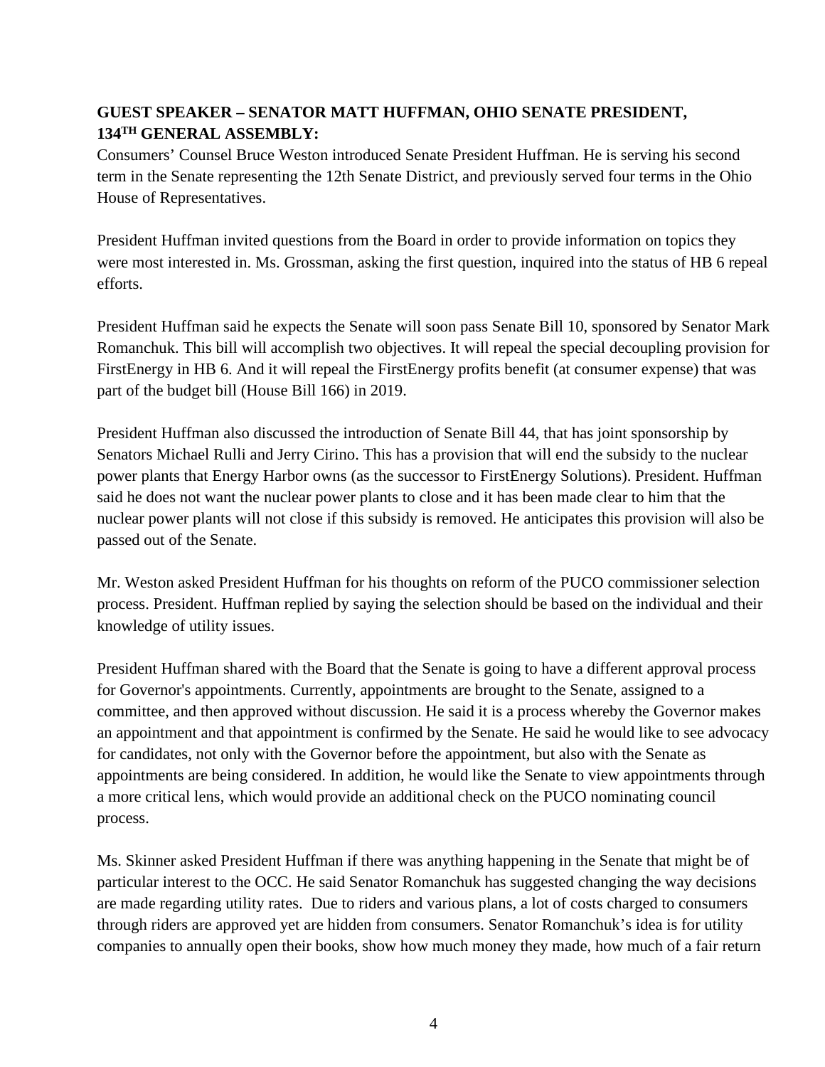**GUEST SPEAKER – SENATOR MATT HUFFMAN, OHIO SENATE PRESIDENT, 134TH GENERAL ASSEMBLY:**

Consumers' Counsel Bruce Weston introduced Senate President Huffman. He is serving his second term in the Senate representing the 12th Senate District, and previously served four terms in the Ohio House of Representatives.

President Huffman invited questions from the Board in order to provide information on topics they were most interested in. Ms. Grossman, asking the first question, inquired into the status of HB 6 repeal efforts.

President Huffman said he expects the Senate will soon pass Senate Bill 10, sponsored by Senator Mark Romanchuk. This bill will accomplish two objectives. It will repeal the special decoupling provision for FirstEnergy in HB 6. And it will repeal the FirstEnergy profits benefit (at consumer expense) that was part of the budget bill (House Bill 166) in 2019.

President Huffman also discussed the introduction of Senate Bill 44, that has joint sponsorship by Senators Michael Rulli and Jerry Cirino. This has a provision that will end the subsidy to the nuclear power plants that Energy Harbor owns (as the successor to FirstEnergy Solutions). President. Huffman said he does not want the nuclear power plants to close and it has been made clear to him that the nuclear power plants will not close if this subsidy is removed. He anticipates this provision will also be passed out of the Senate.

Mr. Weston asked President Huffman for his thoughts on reform of the PUCO commissioner selection process. President. Huffman replied by saying the selection should be based on the individual and their knowledge of utility issues.

President Huffman shared with the Board that the Senate is going to have a different approval process for Governor's appointments. Currently, appointments are brought to the Senate, assigned to a committee, and then approved without discussion. He said it is a process whereby the Governor makes an appointment and that appointment is confirmed by the Senate. He said he would like to see advocacy for candidates, not only with the Governor before the appointment, but also with the Senate as appointments are being considered. In addition, he would like the Senate to view appointments through a more critical lens, which would provide an additional check on the PUCO nominating council process.

Ms. Skinner asked President Huffman if there was anything happening in the Senate that might be of particular interest to the OCC. He said Senator Romanchuk has suggested changing the way decisions are made regarding utility rates. Due to riders and various plans, a lot of costs charged to consumers through riders are approved yet are hidden from consumers. Senator Romanchuk's idea is for utility companies to annually open their books, show how much money they made, how much of a fair return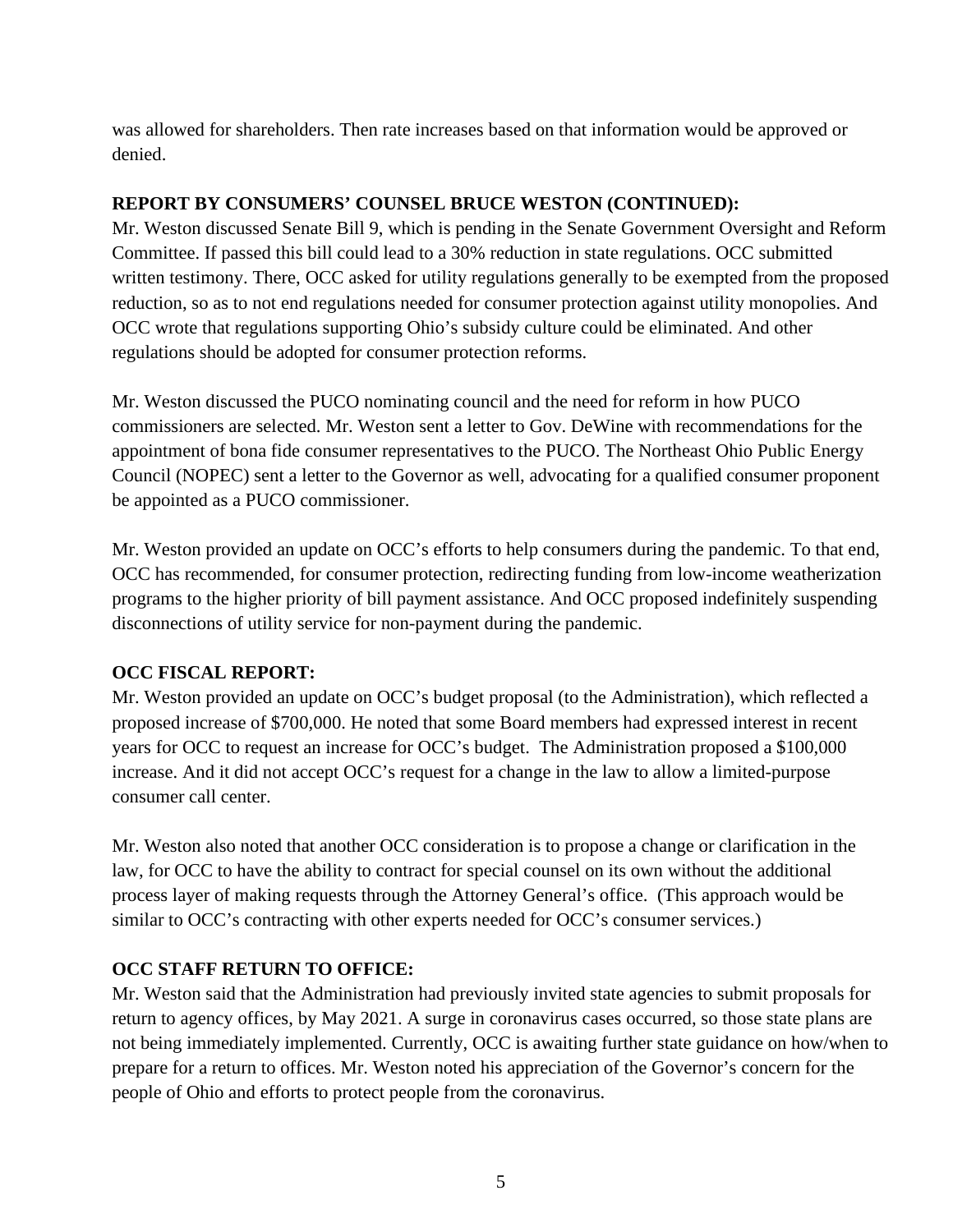was allowed for shareholders. Then rate increases based on that information would be approved or denied.

**REPORT BY CONSUMERS' COUNSEL BRUCE WESTON (CONTINUED):**

Mr. Weston discussed Senate Bill 9, which is pending in the Senate Government Oversight and Reform Committee. If passed this bill could lead to a 30% reduction in state regulations. OCC submitted written testimony. There, OCC asked for utility regulations generally to be exempted from the proposed reduction, so as to not end regulations needed for consumer protection against utility monopolies. And OCC wrote that regulations supporting Ohio's subsidy culture could be eliminated. And other regulations should be adopted for consumer protection reforms.

Mr. Weston discussed the PUCO nominating council and the need for reform in how PUCO commissioners are selected. Mr. Weston sent a letter to Gov. DeWine with recommendations for the appointment of bona fide consumer representatives to the PUCO. The Northeast Ohio Public Energy Council (NOPEC) sent a letter to the Governor as well, advocating for a qualified consumer proponent be appointed as a PUCO commissioner.

Mr. Weston provided an update on OCC's efforts to help consumers during the pandemic. To that end, OCC has recommended, for consumer protection, redirecting funding from low-income weatherization programs to the higher priority of bill payment assistance. And OCC proposed indefinitely suspending disconnections of utility service for non-payment during the pandemic.

**OCC FISCAL REPORT:**

Mr. Weston provided an update on OCC's budget proposal (to the Administration), which reflected a proposed increase of $700,000. He noted that some Board members had expressed interest in recent years for OCC to request an increase for OCC's budget. The Administration proposed a $100,000 increase. And it did not accept OCC's request for a change in the law to allow a limited-purpose consumer call center.

Mr. Weston also noted that another OCC consideration is to propose a change or clarification in the law, for OCC to have the ability to contract for special counsel on its own without the additional process layer of making requests through the Attorney General's office. (This approach would be similar to OCC's contracting with other experts needed for OCC's consumer services.)

**OCC STAFF RETURN TO OFFICE:**

Mr. Weston said that the Administration had previously invited state agencies to submit proposals for return to agency offices, by May 2021. A surge in coronavirus cases occurred, so those state plans are not being immediately implemented. Currently, OCC is awaiting further state guidance on how/when to prepare for a return to offices. Mr. Weston noted his appreciation of the Governor's concern for the people of Ohio and efforts to protect people from the coronavirus.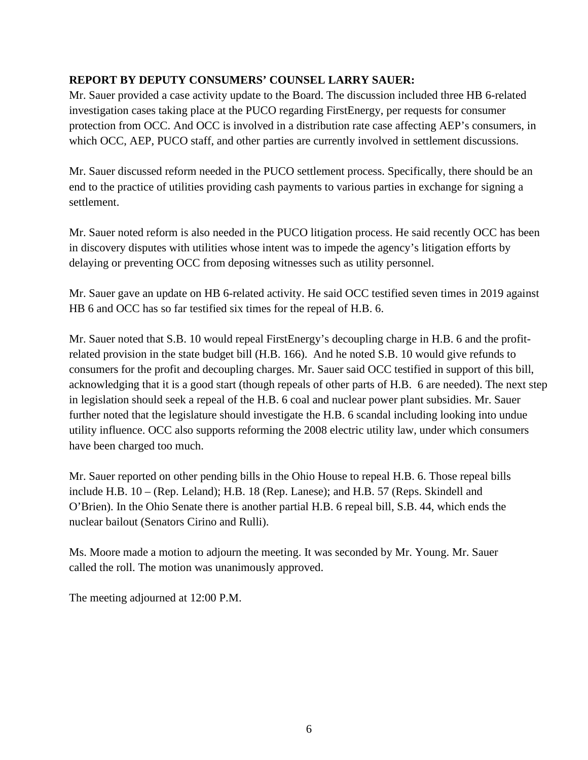**REPORT BY DEPUTY CONSUMERS' COUNSEL LARRY SAUER:**

Mr. Sauer provided a case activity update to the Board. The discussion included three HB 6-related investigation cases taking place at the PUCO regarding FirstEnergy, per requests for consumer protection from OCC. And OCC is involved in a distribution rate case affecting AEP's consumers, in which OCC, AEP, PUCO staff, and other parties are currently involved in settlement discussions.

Mr. Sauer discussed reform needed in the PUCO settlement process. Specifically, there should be an end to the practice of utilities providing cash payments to various parties in exchange for signing a settlement.

Mr. Sauer noted reform is also needed in the PUCO litigation process. He said recently OCC has been in discovery disputes with utilities whose intent was to impede the agency's litigation efforts by delaying or preventing OCC from deposing witnesses such as utility personnel.

Mr. Sauer gave an update on HB 6-related activity. He said OCC testified seven times in 2019 against HB 6 and OCC has so far testified six times for the repeal of H.B. 6.

Mr. Sauer noted that S.B. 10 would repeal FirstEnergy's decoupling charge in H.B. 6 and the profit-related provision in the state budget bill (H.B. 166). And he noted S.B. 10 would give refunds to consumers for the profit and decoupling charges. Mr. Sauer said OCC testified in support of this bill, acknowledging that it is a good start (though repeals of other parts of H.B. 6 are needed). The next step in legislation should seek a repeal of the H.B. 6 coal and nuclear power plant subsidies. Mr. Sauer further noted that the legislature should investigate the H.B. 6 scandal including looking into undue utility influence. OCC also supports reforming the 2008 electric utility law, under which consumers have been charged too much.

Mr. Sauer reported on other pending bills in the Ohio House to repeal H.B. 6. Those repeal bills include H.B. 10 – (Rep. Leland); H.B. 18 (Rep. Lanese); and H.B. 57 (Reps. Skindell and O'Brien). In the Ohio Senate there is another partial H.B. 6 repeal bill, S.B. 44, which ends the nuclear bailout (Senators Cirino and Rulli).

Ms. Moore made a motion to adjourn the meeting. It was seconded by Mr. Young. Mr. Sauer called the roll. The motion was unanimously approved.

The meeting adjourned at 12:00 P.M.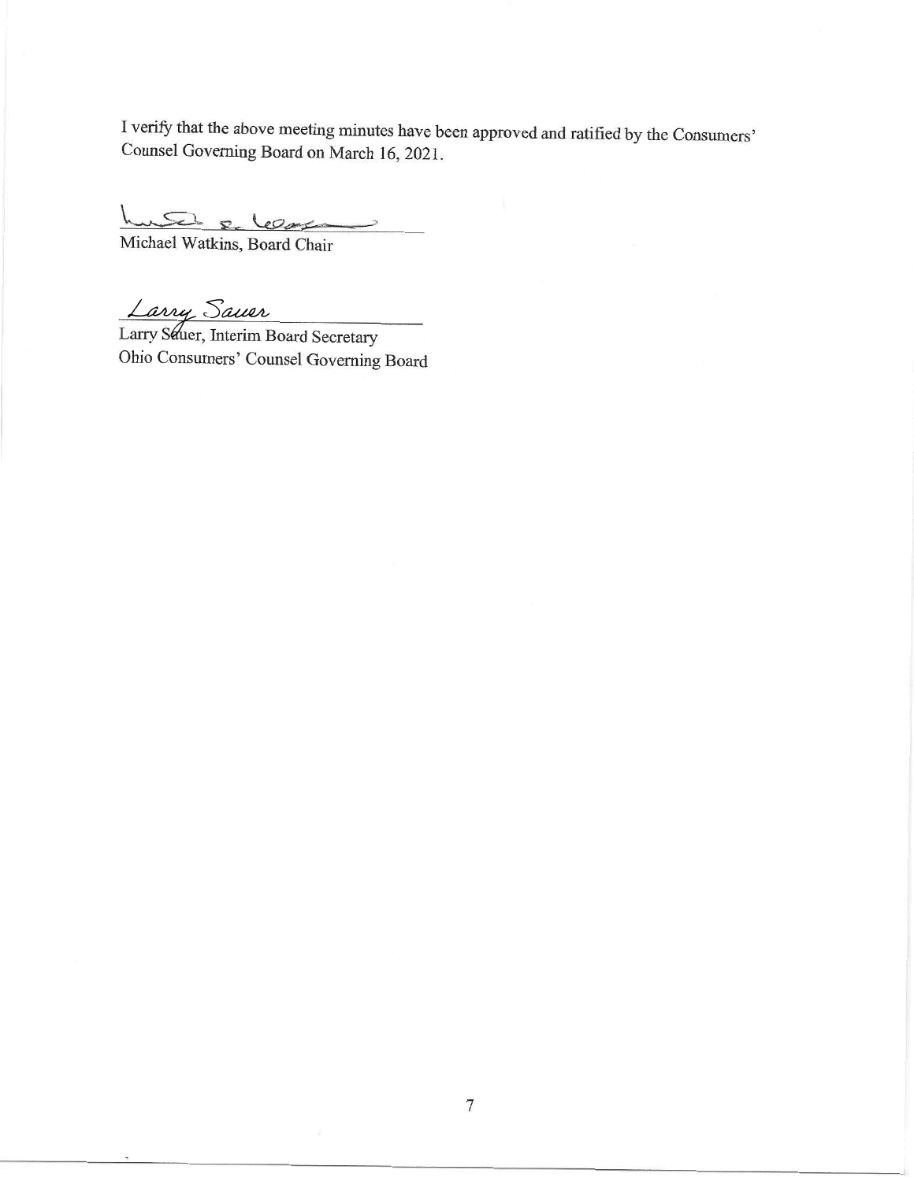I verify that the above meeting minutes have been approved and ratified by the Consumers' Counsel Governing Board on March 16, 2021.

Michael Watkins, Board Chair

Larry Sauer

Larry Sauer, Interim Board Secretary
Ohio Consumers' Counsel Governing Board